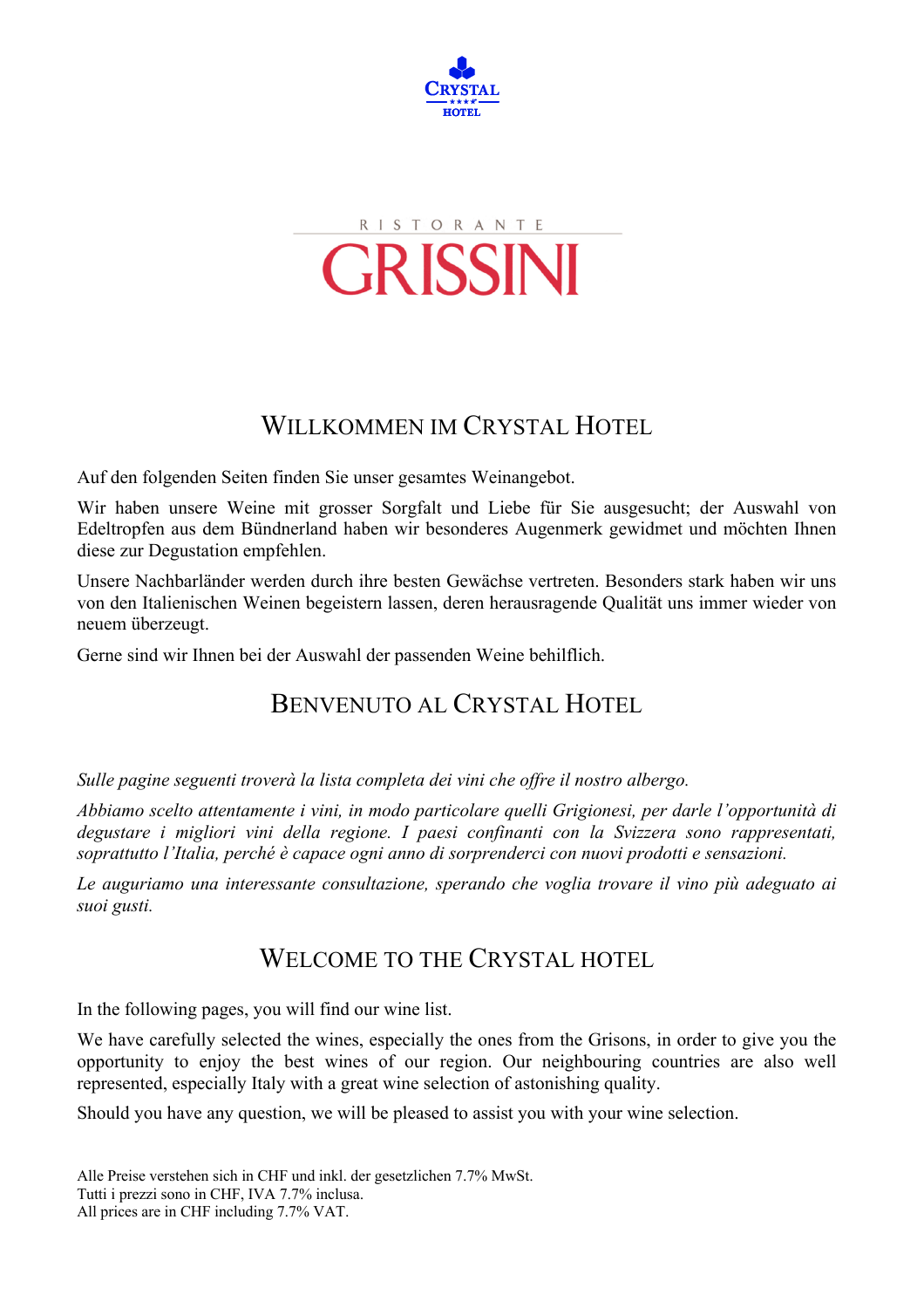CRYSTAL

★★★★

HOTEL

RISTORANTE

# GRISSINI

## WILLKOMMEN IM CRYSTAL HOTEL

Auf den folgenden Seiten finden Sie unser gesamtes Weinangebot.

Wir haben unsere Weine mit grosser Sorgfalt und Liebe für Sie ausgesucht; der Auswahl von Edeltropfen aus dem Bündnerland haben wir besonderes Augenmerk gewidmet und möchten Ihnen diese zur Degustation empfehlen.

Unsere Nachbarländer werden durch ihre besten Gewächse vertreten. Besonders stark haben wir uns von den Italienischen Weinen begeistern lassen, deren herausragende Qualität uns immer wieder von neuem überzeugt.

Gerne sind wir Ihnen bei der Auswahl der passenden Weine behilflich.

## BENVENUTO AL CRYSTAL HOTEL

*Sulle pagine seguenti troverà la lista completa dei vini che offre il nostro albergo.*

*Abbiamo scelto attentamente i vini, in modo particolare quelli Grigionesi, per darle l'opportunità di degustare i migliori vini della regione. I paesi confinanti con la Svizzera sono rappresentati, soprattutto l'Italia, perché è capace ogni anno di sorprenderci con nuovi prodotti e sensazioni.*

*Le auguriamo una interessante consultazione, sperando che voglia trovare il vino più adeguato ai suoi gusti.*

## WELCOME TO THE CRYSTAL HOTEL

In the following pages, you will find our wine list.

We have carefully selected the wines, especially the ones from the Grisons, in order to give you the opportunity to enjoy the best wines of our region. Our neighbouring countries are also well represented, especially Italy with a great wine selection of astonishing quality.

Should you have any question, we will be pleased to assist you with your wine selection.

Alle Preise verstehen sich in CHF und inkl. der gesetzlichen 7.7% MwSt.
Tutti i prezzi sono in CHF, IVA 7.7% inclusa.
All prices are in CHF including 7.7% VAT.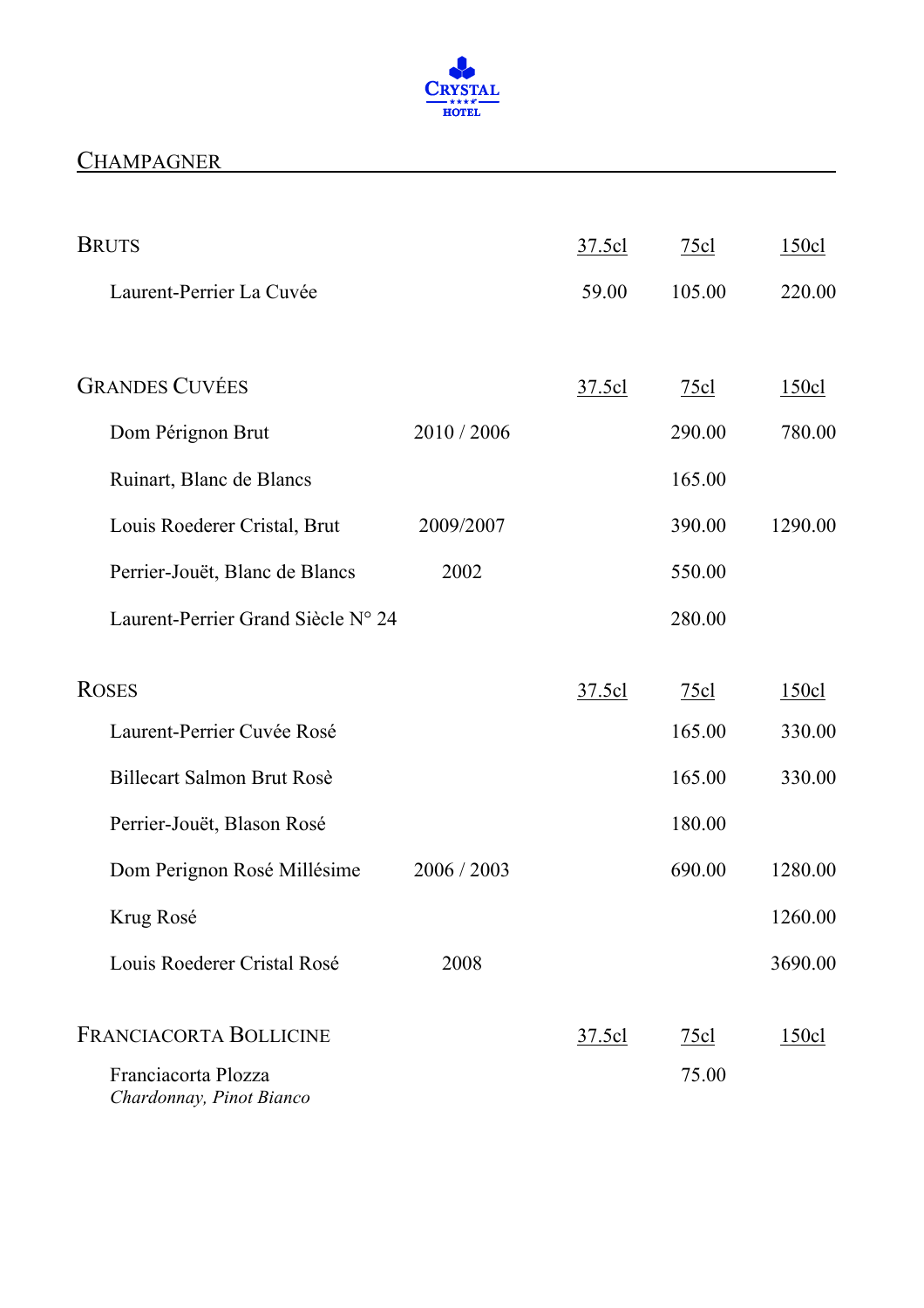CRYSTAL HOTEL

## CHAMPAGNER

| BRUTS | | 37.5cl | 75cl | 150cl |
|---|---|---|---|---|
| Laurent-Perrier La Cuvée | | 59.00 | 105.00 | 220.00 |

| GRANDES CUVÉES | | 37.5cl | 75cl | 150cl |
|---|---|---|---|---|
| Dom Pérignon Brut | 2010 / 2006 | | 290.00 | 780.00 |
| Ruinart, Blanc de Blancs | | | 165.00 | |
| Louis Roederer Cristal, Brut | 2009/2007 | | 390.00 | 1290.00 |
| Perrier-Jouët, Blanc de Blancs | 2002 | | 550.00 | |
| Laurent-Perrier Grand Siècle N° 24 | | | 280.00 | |

| ROSES | | 37.5cl | 75cl | 150cl |
|---|---|---|---|---|
| Laurent-Perrier Cuvée Rosé | | | 165.00 | 330.00 |
| Billecart Salmon Brut Rosè | | | 165.00 | 330.00 |
| Perrier-Jouët, Blason Rosé | | | 180.00 | |
| Dom Perignon Rosé Millésime | 2006 / 2003 | | 690.00 | 1280.00 |
| Krug Rosé | | | | 1260.00 |
| Louis Roederer Cristal Rosé | 2008 | | | 3690.00 |

| FRANCIACORTA BOLLICINE | | 37.5cl | 75cl | 150cl |
|---|---|---|---|---|
| Franciacorta Plozza *Chardonnay, Pinot Bianco* | | | 75.00 | |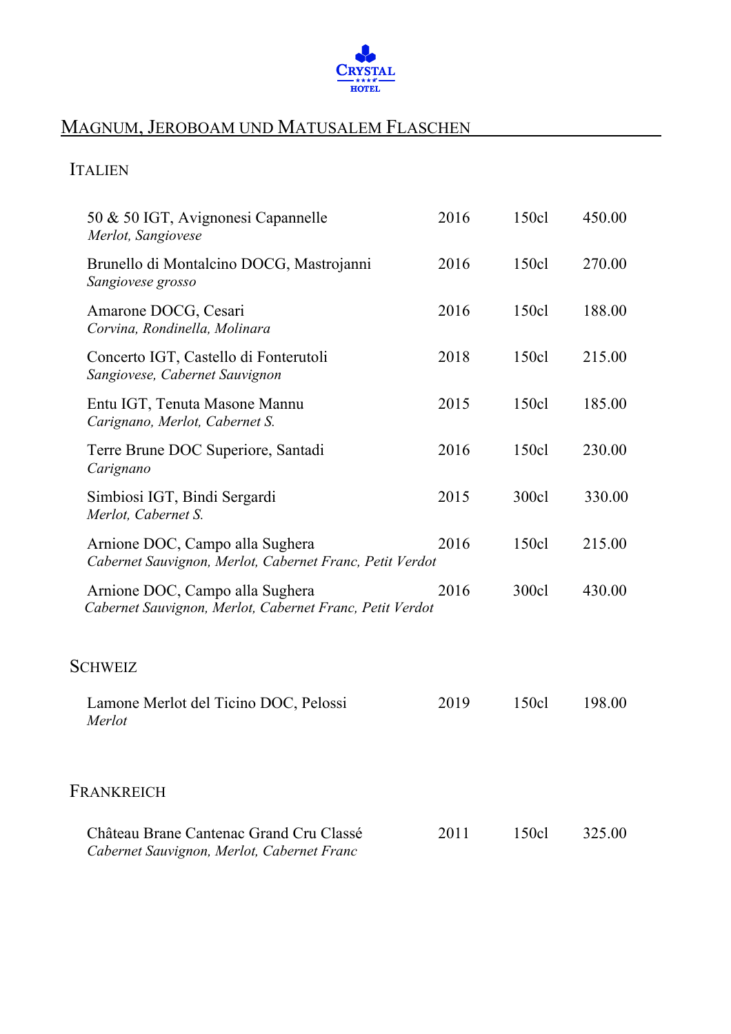# Magnum, Jeroboam und Matusalem Flaschen

## Italien

| | | | |
|---|---|---|---|
| 50 & 50 IGT, Avignonesi Capannelle<br>*Merlot, Sangiovese* | 2016 | 150cl | 450.00 |
| Brunello di Montalcino DOCG, Mastrojanni<br>*Sangiovese grosso* | 2016 | 150cl | 270.00 |
| Amarone DOCG, Cesari<br>*Corvina, Rondinella, Molinara* | 2016 | 150cl | 188.00 |
| Concerto IGT, Castello di Fonterutoli<br>*Sangiovese, Cabernet Sauvignon* | 2018 | 150cl | 215.00 |
| Entu IGT, Tenuta Masone Mannu<br>*Carignano, Merlot, Cabernet S.* | 2015 | 150cl | 185.00 |
| Terre Brune DOC Superiore, Santadi<br>*Carignano* | 2016 | 150cl | 230.00 |
| Simbiosi IGT, Bindi Sergardi<br>*Merlot, Cabernet S.* | 2015 | 300cl | 330.00 |
| Arnione DOC, Campo alla Sughera<br>*Cabernet Sauvignon, Merlot, Cabernet Franc, Petit Verdot* | 2016 | 150cl | 215.00 |
| Arnione DOC, Campo alla Sughera<br>*Cabernet Sauvignon, Merlot, Cabernet Franc, Petit Verdot* | 2016 | 300cl | 430.00 |

## Schweiz

| | | | |
|---|---|---|---|
| Lamone Merlot del Ticino DOC, Pelossi<br>*Merlot* | 2019 | 150cl | 198.00 |

## Frankreich

| | | | |
|---|---|---|---|
| Château Brane Cantenac Grand Cru Classé<br>*Cabernet Sauvignon, Merlot, Cabernet Franc* | 2011 | 150cl | 325.00 |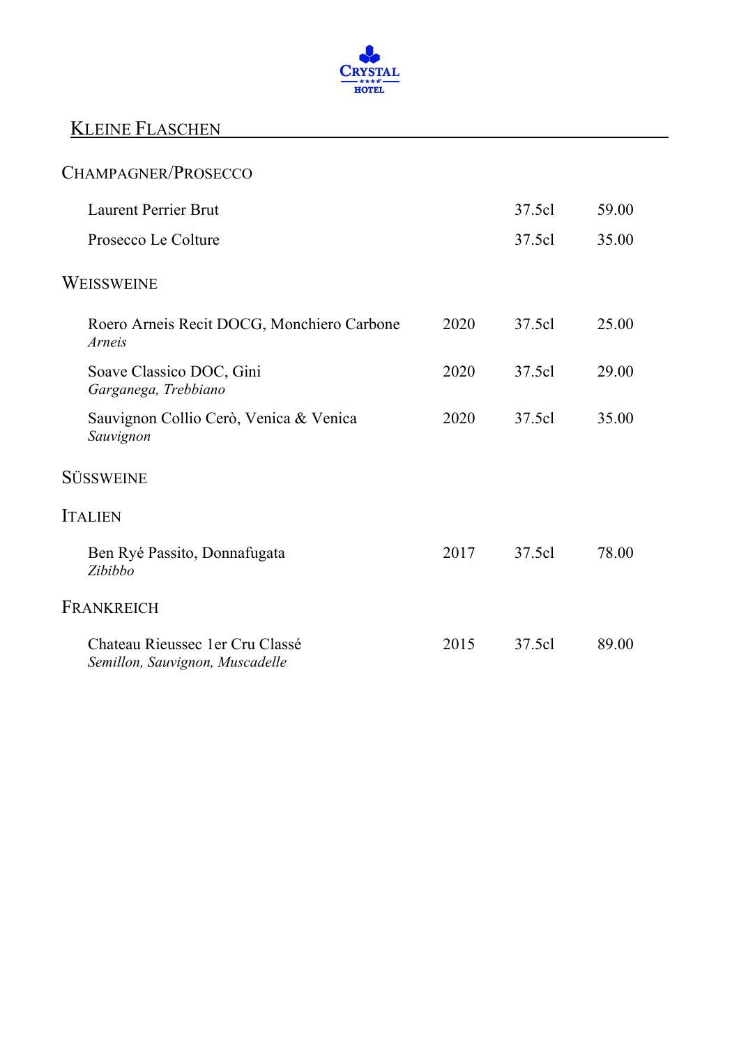CRYSTAL HOTEL

# KLEINE FLASCHEN

## CHAMPAGNER/PROSECCO

| Wein | Jahrgang | Inhalt | Preis |
|---|---|---|---|
| Laurent Perrier Brut | | 37.5cl | 59.00 |
| Prosecco Le Colture | | 37.5cl | 35.00 |

## WEISSWEINE

| Wein | Jahrgang | Inhalt | Preis |
|---|---|---|---|
| Roero Arneis Recit DOCG, Monchiero Carbone<br>*Arneis* | 2020 | 37.5cl | 25.00 |
| Soave Classico DOC, Gini<br>*Garganega, Trebbiano* | 2020 | 37.5cl | 29.00 |
| Sauvignon Collio Cerò, Venica & Venica<br>*Sauvignon* | 2020 | 37.5cl | 35.00 |

## SÜSSWEINE

### ITALIEN

| Wein | Jahrgang | Inhalt | Preis |
|---|---|---|---|
| Ben Ryé Passito, Donnafugata<br>*Zibibbo* | 2017 | 37.5cl | 78.00 |

### FRANKREICH

| Wein | Jahrgang | Inhalt | Preis |
|---|---|---|---|
| Chateau Rieussec 1er Cru Classé<br>*Semillon, Sauvignon, Muscadelle* | 2015 | 37.5cl | 89.00 |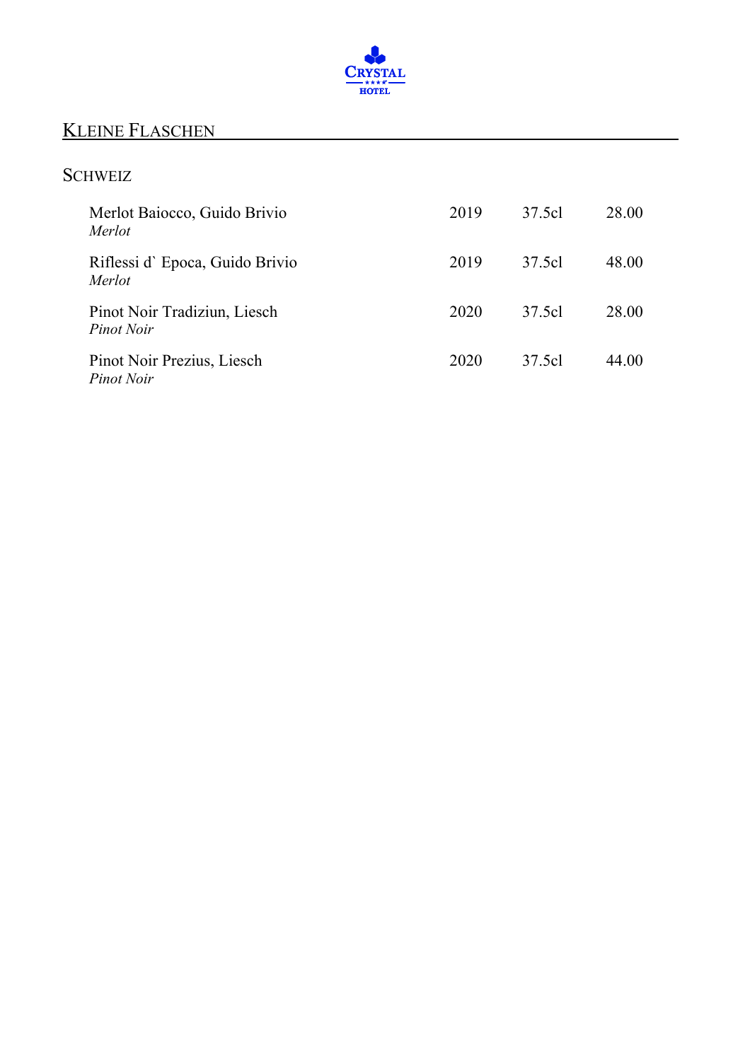## KLEINE FLASCHEN

### SCHWEIZ

| | | | |
|---|---|---|---|
| Merlot Baiocco, Guido Brivio<br>*Merlot* | 2019 | 37.5cl | 28.00 |
| Riflessi d` Epoca, Guido Brivio<br>*Merlot* | 2019 | 37.5cl | 48.00 |
| Pinot Noir Tradiziun, Liesch<br>*Pinot Noir* | 2020 | 37.5cl | 28.00 |
| Pinot Noir Prezius, Liesch<br>*Pinot Noir* | 2020 | 37.5cl | 44.00 |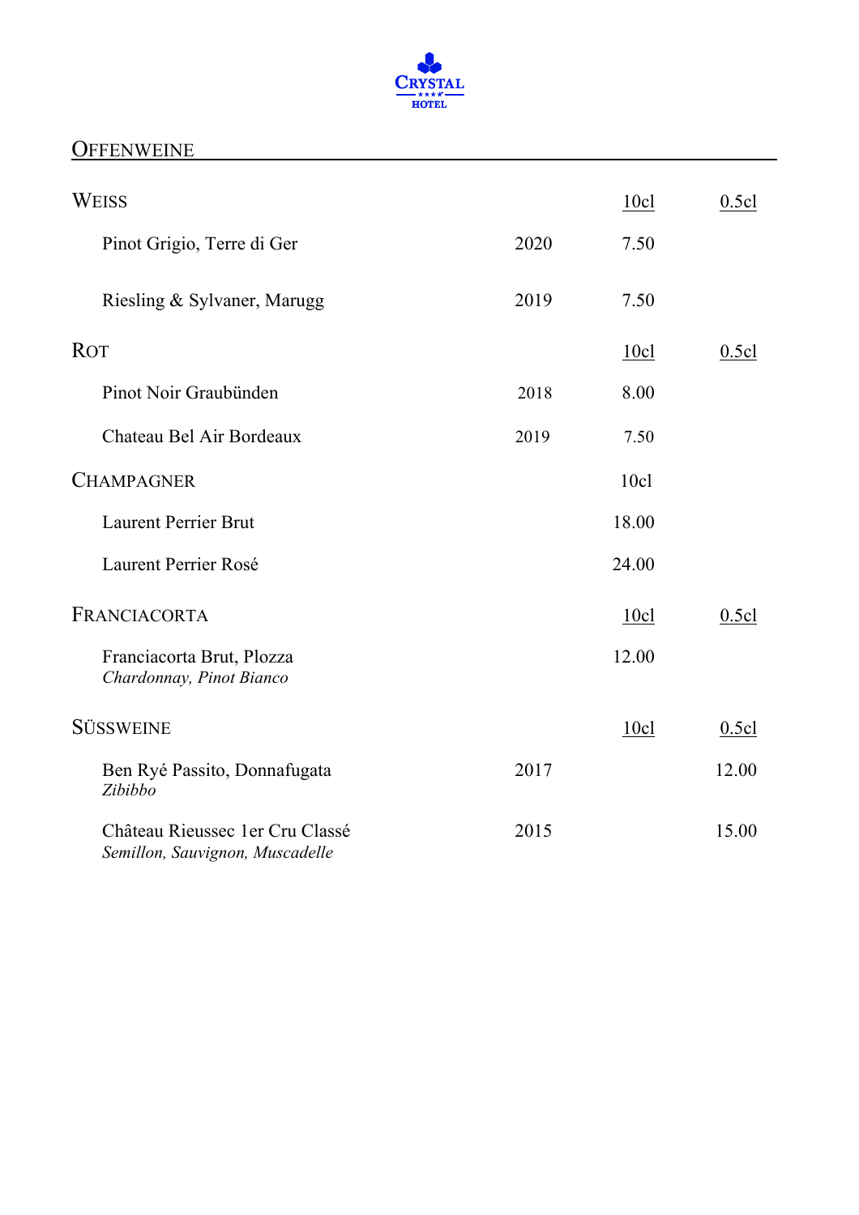CRYSTAL HOTEL

## OFFENWEINE

| WEISS | | 10cl | 0.5cl |
|---|---|---|---|
| Pinot Grigio, Terre di Ger | 2020 | 7.50 | |
| Riesling & Sylvaner, Marugg | 2019 | 7.50 | |
| **ROT** | | 10cl | 0.5cl |
| Pinot Noir Graubünden | 2018 | 8.00 | |
| Chateau Bel Air Bordeaux | 2019 | 7.50 | |
| **CHAMPAGNER** | | 10cl | |
| Laurent Perrier Brut | | 18.00 | |
| Laurent Perrier Rosé | | 24.00 | |
| **FRANCIACORTA** | | 10cl | 0.5cl |
| Franciacorta Brut, Plozza<br>*Chardonnay, Pinot Bianco* | | 12.00 | |
| **SÜSSWEINE** | | 10cl | 0.5cl |
| Ben Ryé Passito, Donnafugata<br>*Zibibbo* | 2017 | | 12.00 |
| Château Rieussec 1er Cru Classé<br>*Semillon, Sauvignon, Muscadelle* | 2015 | | 15.00 |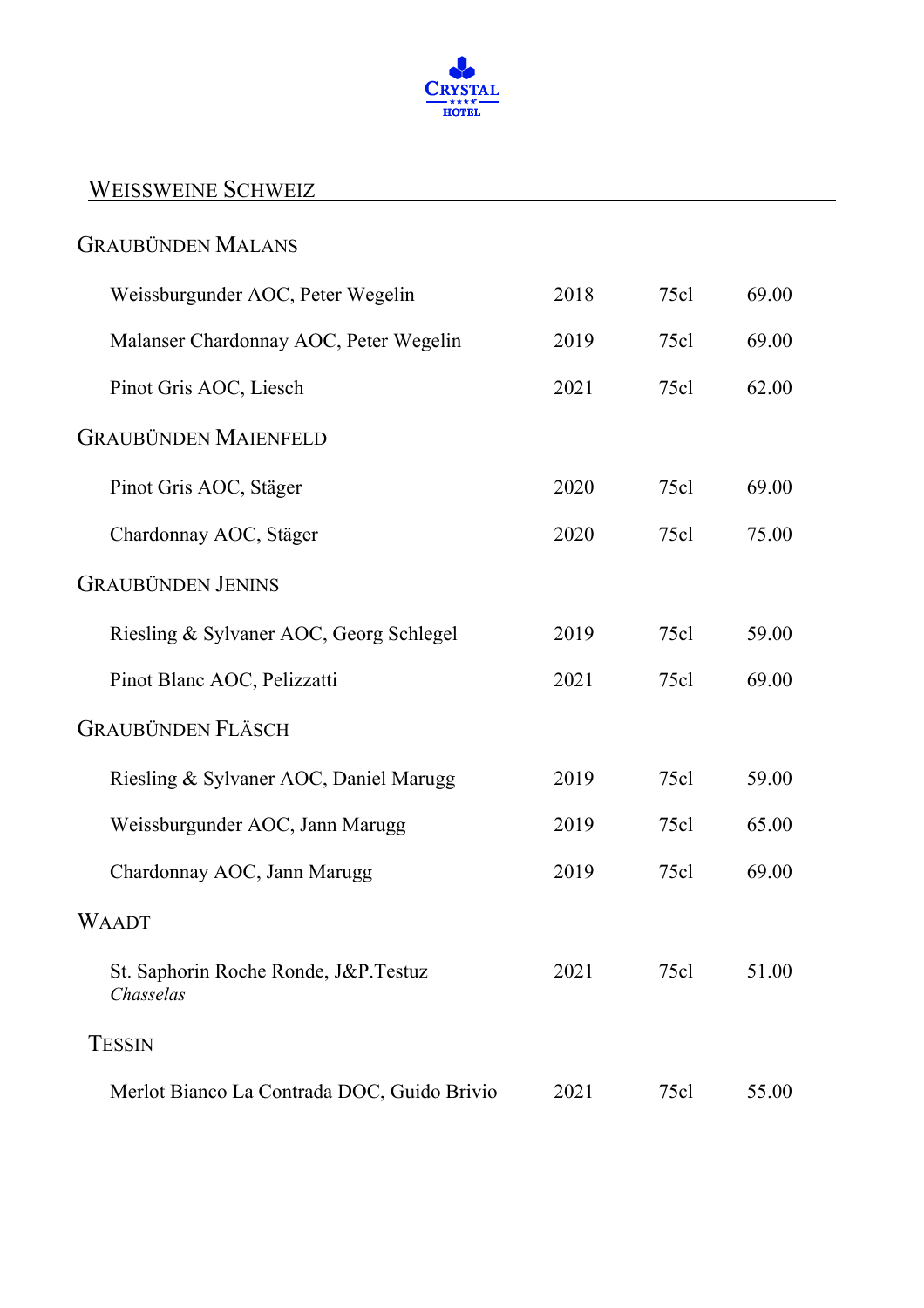## Weissweine Schweiz

### Graubünden Malans

| | | | |
|---|---|---|---|
| Weissburgunder AOC, Peter Wegelin | 2018 | 75cl | 69.00 |
| Malanser Chardonnay AOC, Peter Wegelin | 2019 | 75cl | 69.00 |
| Pinot Gris AOC, Liesch | 2021 | 75cl | 62.00 |

### Graubünden Maienfeld

| | | | |
|---|---|---|---|
| Pinot Gris AOC, Stäger | 2020 | 75cl | 69.00 |
| Chardonnay AOC, Stäger | 2020 | 75cl | 75.00 |

### Graubünden Jenins

| | | | |
|---|---|---|---|
| Riesling & Sylvaner AOC, Georg Schlegel | 2019 | 75cl | 59.00 |
| Pinot Blanc AOC, Pelizzatti | 2021 | 75cl | 69.00 |

### Graubünden Fläsch

| | | | |
|---|---|---|---|
| Riesling & Sylvaner AOC, Daniel Marugg | 2019 | 75cl | 59.00 |
| Weissburgunder AOC, Jann Marugg | 2019 | 75cl | 65.00 |
| Chardonnay AOC, Jann Marugg | 2019 | 75cl | 69.00 |

### Waadt

| | | | |
|---|---|---|---|
| St. Saphorin Roche Ronde, J&P.Testuz *Chasselas* | 2021 | 75cl | 51.00 |

### Tessin

| | | | |
|---|---|---|---|
| Merlot Bianco La Contrada DOC, Guido Brivio | 2021 | 75cl | 55.00 |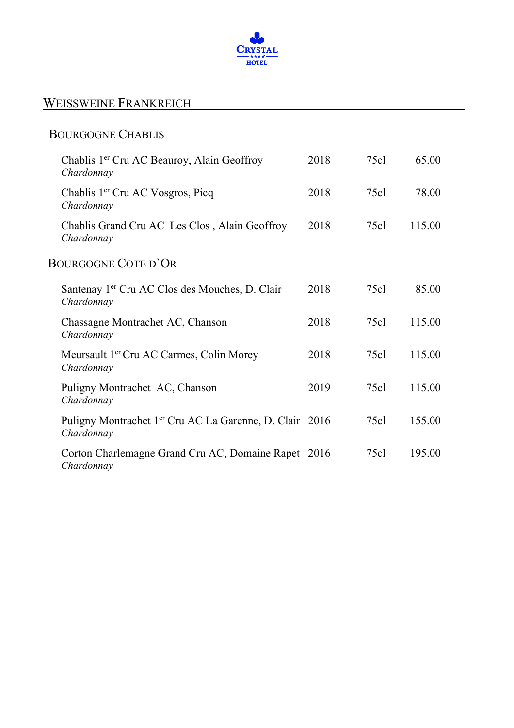# Weissweine Frankreich

## Bourgogne Chablis

| | | | |
|---|---|---|---|
| Chablis 1er Cru AC Beauroy, Alain Geoffroy<br>*Chardonnay* | 2018 | 75cl | 65.00 |
| Chablis 1er Cru AC Vosgros, Picq<br>*Chardonnay* | 2018 | 75cl | 78.00 |
| Chablis Grand Cru AC Les Clos , Alain Geoffroy<br>*Chardonnay* | 2018 | 75cl | 115.00 |

## Bourgogne Cote d`Or

| | | | |
|---|---|---|---|
| Santenay 1er Cru AC Clos des Mouches, D. Clair<br>*Chardonnay* | 2018 | 75cl | 85.00 |
| Chassagne Montrachet AC, Chanson<br>*Chardonnay* | 2018 | 75cl | 115.00 |
| Meursault 1er Cru AC Carmes, Colin Morey<br>*Chardonnay* | 2018 | 75cl | 115.00 |
| Puligny Montrachet AC, Chanson<br>*Chardonnay* | 2019 | 75cl | 115.00 |
| Puligny Montrachet 1er Cru AC La Garenne, D. Clair<br>*Chardonnay* | 2016 | 75cl | 155.00 |
| Corton Charlemagne Grand Cru AC, Domaine Rapet<br>*Chardonnay* | 2016 | 75cl | 195.00 |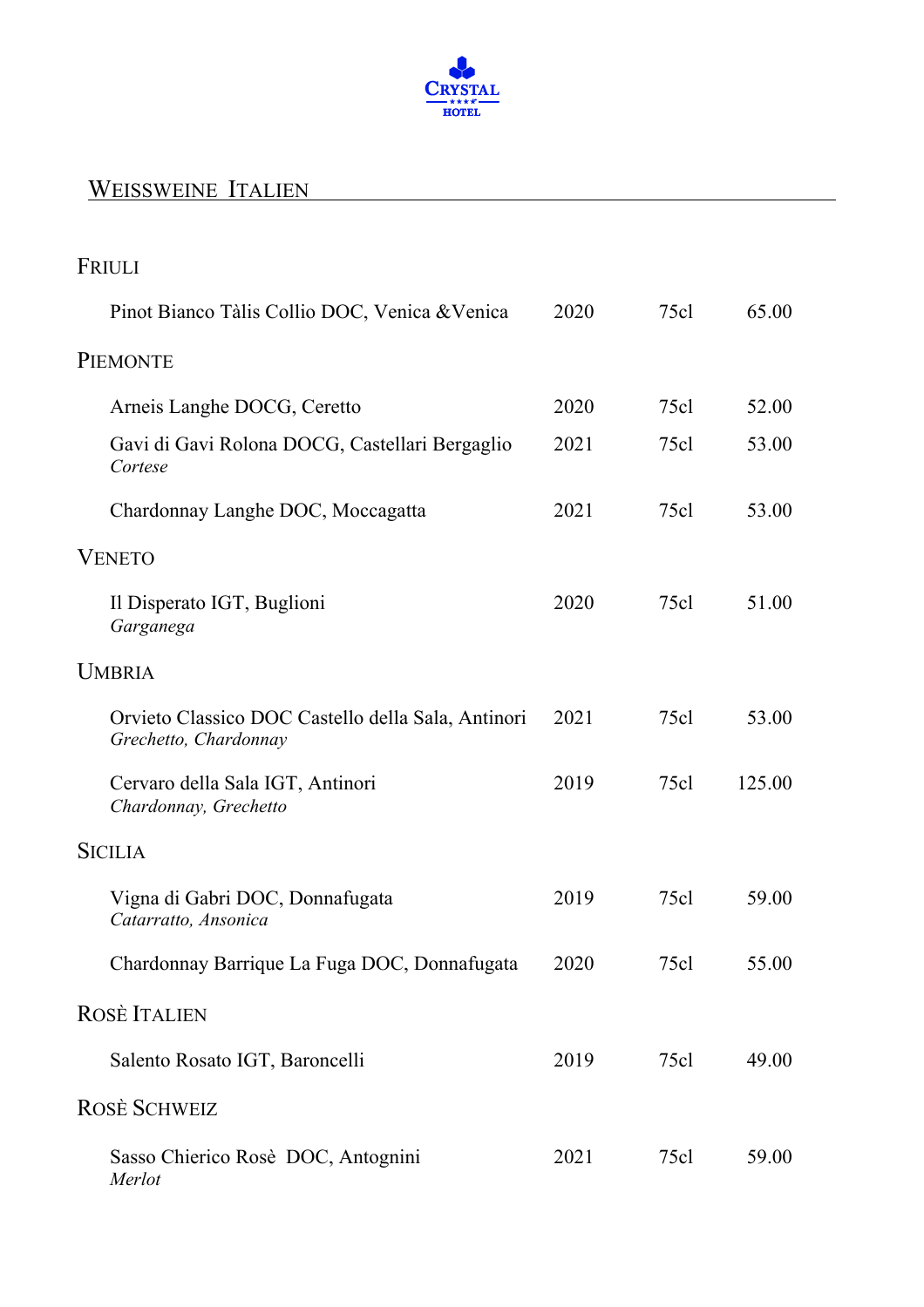Crystal ★★★★ Hotel

## Weissweine Italien

### Friuli

| Wein | Jahrgang | Inhalt | Preis |
|---|---|---|---|
| Pinot Bianco Tàlis Collio DOC, Venica &Venica | 2020 | 75cl | 65.00 |

### Piemonte

| Wein | Jahrgang | Inhalt | Preis |
|---|---|---|---|
| Arneis Langhe DOCG, Ceretto | 2020 | 75cl | 52.00 |
| Gavi di Gavi Rolona DOCG, Castellari Bergaglio<br>*Cortese* | 2021 | 75cl | 53.00 |
| Chardonnay Langhe DOC, Moccagatta | 2021 | 75cl | 53.00 |

### Veneto

| Wein | Jahrgang | Inhalt | Preis |
|---|---|---|---|
| Il Disperato IGT, Buglioni<br>*Garganega* | 2020 | 75cl | 51.00 |

### Umbria

| Wein | Jahrgang | Inhalt | Preis |
|---|---|---|---|
| Orvieto Classico DOC Castello della Sala, Antinori<br>*Grechetto, Chardonnay* | 2021 | 75cl | 53.00 |
| Cervaro della Sala IGT, Antinori<br>*Chardonnay, Grechetto* | 2019 | 75cl | 125.00 |

### Sicilia

| Wein | Jahrgang | Inhalt | Preis |
|---|---|---|---|
| Vigna di Gabri DOC, Donnafugata<br>*Catarratto, Ansonica* | 2019 | 75cl | 59.00 |
| Chardonnay Barrique La Fuga DOC, Donnafugata | 2020 | 75cl | 55.00 |

### Rosè Italien

| Wein | Jahrgang | Inhalt | Preis |
|---|---|---|---|
| Salento Rosato IGT, Baroncelli | 2019 | 75cl | 49.00 |

### Rosè Schweiz

| Wein | Jahrgang | Inhalt | Preis |
|---|---|---|---|
| Sasso Chierico Rosè DOC, Antognini<br>*Merlot* | 2021 | 75cl | 59.00 |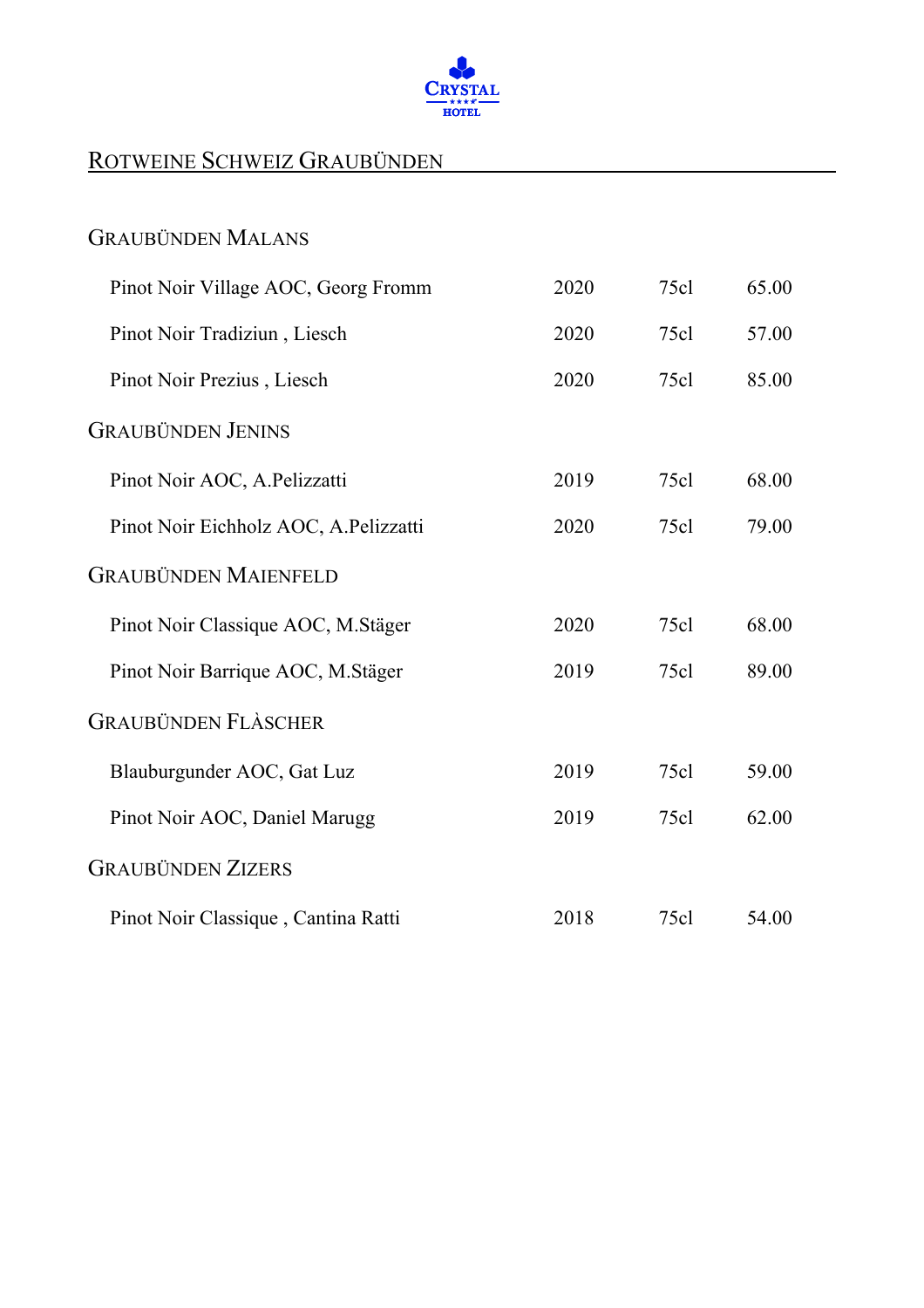## ROTWEINE SCHWEIZ GRAUBÜNDEN

### GRAUBÜNDEN MALANS

| | | | |
|---|---|---|---|
| Pinot Noir Village AOC, Georg Fromm | 2020 | 75cl | 65.00 |
| Pinot Noir Tradiziun , Liesch | 2020 | 75cl | 57.00 |
| Pinot Noir Prezius , Liesch | 2020 | 75cl | 85.00 |

### GRAUBÜNDEN JENINS

| | | | |
|---|---|---|---|
| Pinot Noir AOC, A.Pelizzatti | 2019 | 75cl | 68.00 |
| Pinot Noir Eichholz AOC, A.Pelizzatti | 2020 | 75cl | 79.00 |

### GRAUBÜNDEN MAIENFELD

| | | | |
|---|---|---|---|
| Pinot Noir Classique AOC, M.Stäger | 2020 | 75cl | 68.00 |
| Pinot Noir Barrique AOC, M.Stäger | 2019 | 75cl | 89.00 |

### GRAUBÜNDEN FLÀSCHER

| | | | |
|---|---|---|---|
| Blauburgunder AOC, Gat Luz | 2019 | 75cl | 59.00 |
| Pinot Noir AOC, Daniel Marugg | 2019 | 75cl | 62.00 |

### GRAUBÜNDEN ZIZERS

| | | | |
|---|---|---|---|
| Pinot Noir Classique , Cantina Ratti | 2018 | 75cl | 54.00 |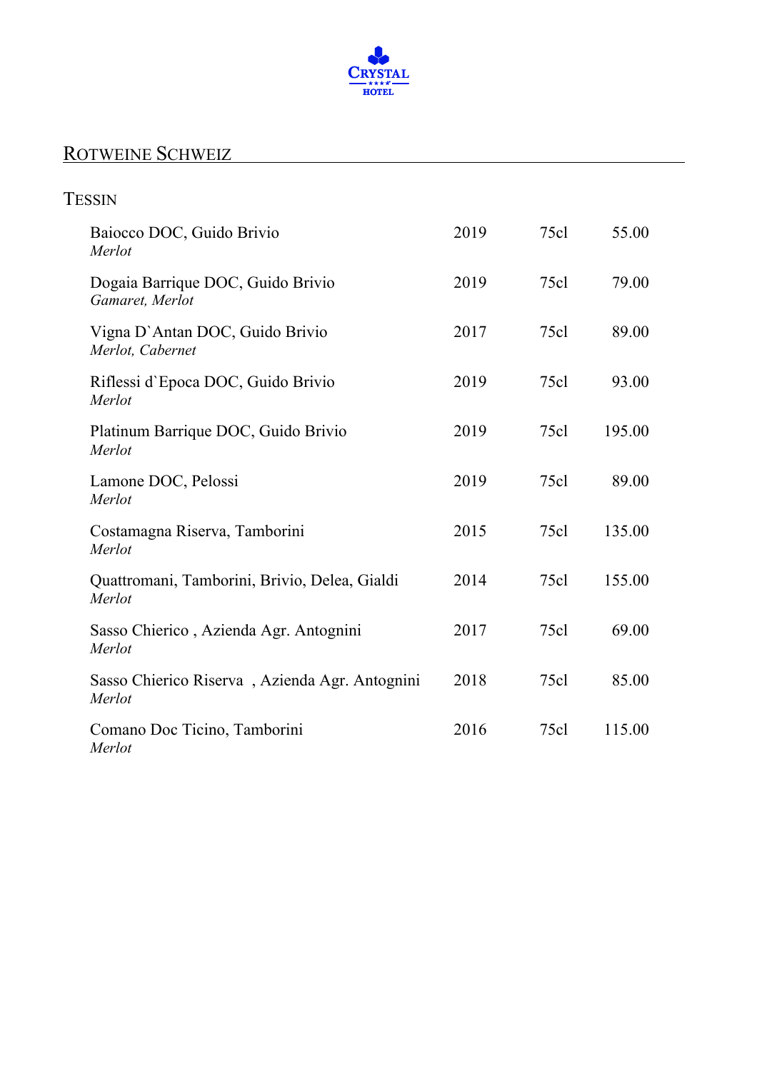## Rotweine Schweiz

### Tessin

| Wein | Jahrgang | Inhalt | Preis |
|---|---|---|---|
| Baiocco DOC, Guido Brivio<br>*Merlot* | 2019 | 75cl | 55.00 |
| Dogaia Barrique DOC, Guido Brivio<br>*Gamaret, Merlot* | 2019 | 75cl | 79.00 |
| Vigna D`Antan DOC, Guido Brivio<br>*Merlot, Cabernet* | 2017 | 75cl | 89.00 |
| Riflessi d`Epoca DOC, Guido Brivio<br>*Merlot* | 2019 | 75cl | 93.00 |
| Platinum Barrique DOC, Guido Brivio<br>*Merlot* | 2019 | 75cl | 195.00 |
| Lamone DOC, Pelossi<br>*Merlot* | 2019 | 75cl | 89.00 |
| Costamagna Riserva, Tamborini<br>*Merlot* | 2015 | 75cl | 135.00 |
| Quattromani, Tamborini, Brivio, Delea, Gialdi<br>*Merlot* | 2014 | 75cl | 155.00 |
| Sasso Chierico , Azienda Agr. Antognini<br>*Merlot* | 2017 | 75cl | 69.00 |
| Sasso Chierico Riserva , Azienda Agr. Antognini<br>*Merlot* | 2018 | 75cl | 85.00 |
| Comano Doc Ticino, Tamborini<br>*Merlot* | 2016 | 75cl | 115.00 |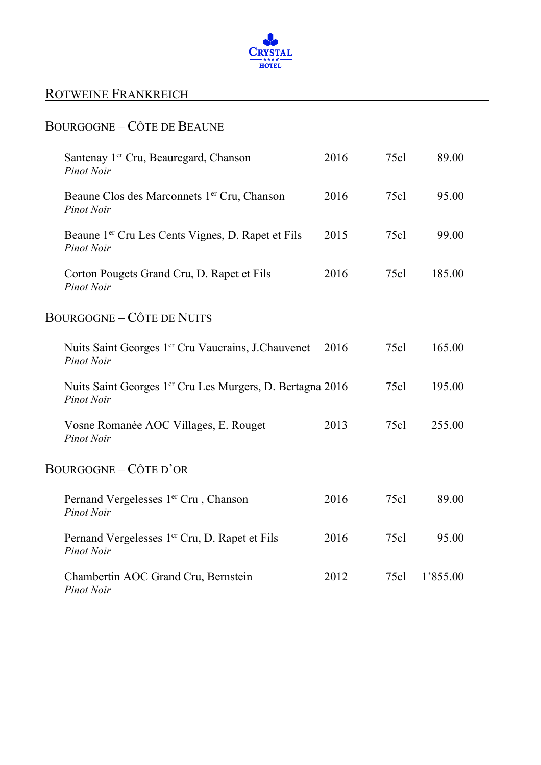# Rotweine Frankreich

## Bourgogne – Côte de Beaune

| | | | |
|---|---|---|---|
| Santenay 1er Cru, Beauregard, Chanson<br>*Pinot Noir* | 2016 | 75cl | 89.00 |
| Beaune Clos des Marconnets 1er Cru, Chanson<br>*Pinot Noir* | 2016 | 75cl | 95.00 |
| Beaune 1er Cru Les Cents Vignes, D. Rapet et Fils<br>*Pinot Noir* | 2015 | 75cl | 99.00 |
| Corton Pougets Grand Cru, D. Rapet et Fils<br>*Pinot Noir* | 2016 | 75cl | 185.00 |

## Bourgogne – Côte de Nuits

| | | | |
|---|---|---|---|
| Nuits Saint Georges 1er Cru Vaucrains, J.Chauvenet<br>*Pinot Noir* | 2016 | 75cl | 165.00 |
| Nuits Saint Georges 1er Cru Les Murgers, D. Bertagna<br>*Pinot Noir* | 2016 | 75cl | 195.00 |
| Vosne Romanée AOC Villages, E. Rouget<br>*Pinot Noir* | 2013 | 75cl | 255.00 |

## Bourgogne – Côte d'Or

| | | | |
|---|---|---|---|
| Pernand Vergelesses 1er Cru , Chanson<br>*Pinot Noir* | 2016 | 75cl | 89.00 |
| Pernand Vergelesses 1er Cru, D. Rapet et Fils<br>*Pinot Noir* | 2016 | 75cl | 95.00 |
| Chambertin AOC Grand Cru, Bernstein<br>*Pinot Noir* | 2012 | 75cl | 1'855.00 |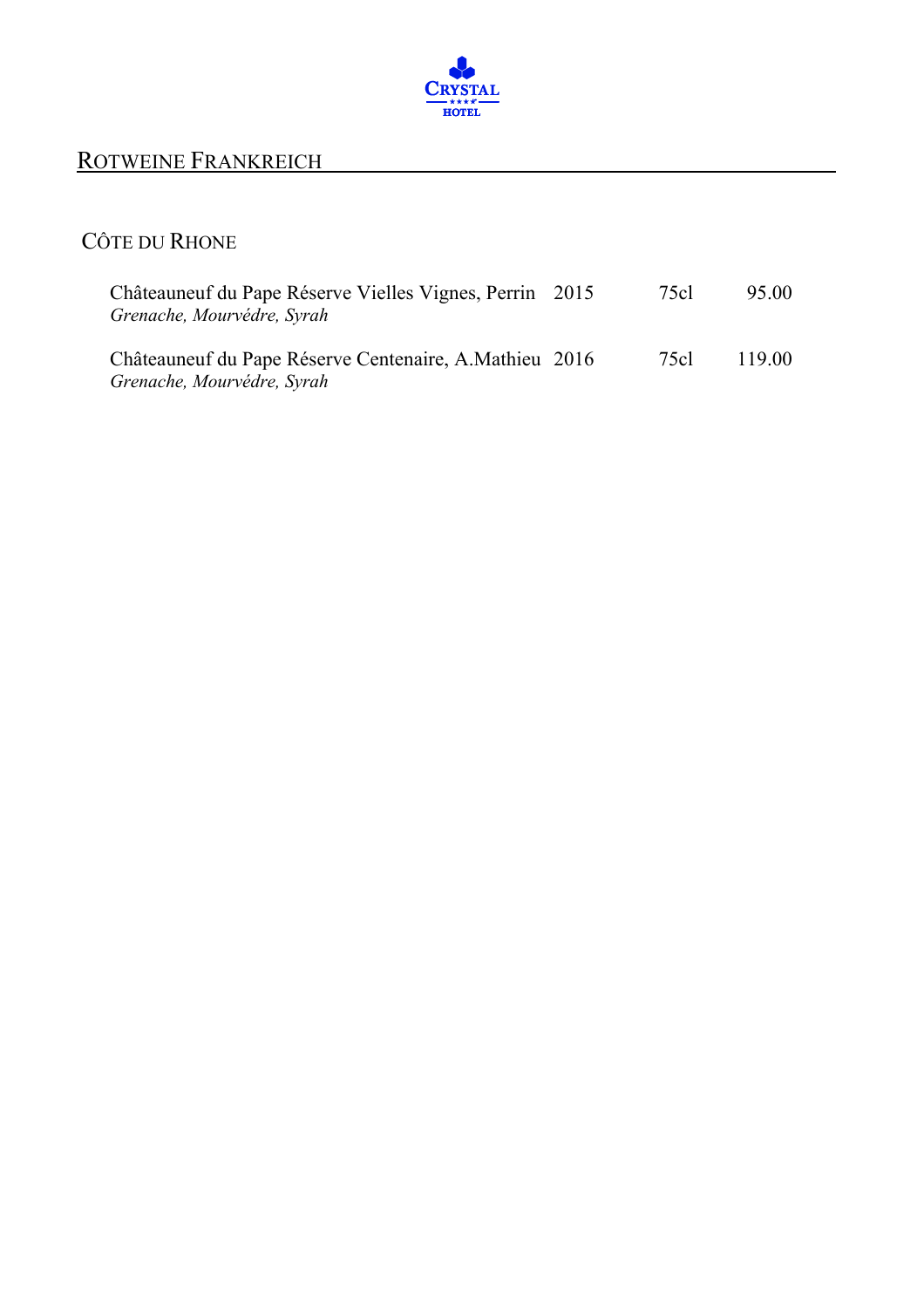## ROTWEINE FRANKREICH

### CÔTE DU RHONE

| | | | |
|---|---|---|---|
| Châteauneuf du Pape Réserve Vielles Vignes, Perrin<br>*Grenache, Mourvédre, Syrah* | 2015 | 75cl | 95.00 |
| Châteauneuf du Pape Réserve Centenaire, A.Mathieu<br>*Grenache, Mourvédre, Syrah* | 2016 | 75cl | 119.00 |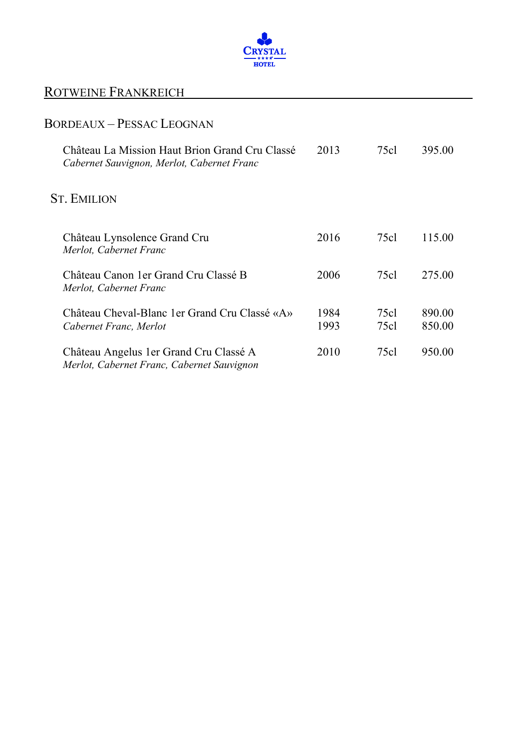## Rotweine Frankreich

### Bordeaux – Pessac Leognan

| | | | |
|---|---|---|---|
| Château La Mission Haut Brion Grand Cru Classé<br>*Cabernet Sauvignon, Merlot, Cabernet Franc* | 2013 | 75cl | 395.00 |

### St. Emilion

| | | | |
|---|---|---|---|
| Château Lynsolence Grand Cru<br>*Merlot, Cabernet Franc* | 2016 | 75cl | 115.00 |
| Château Canon 1er Grand Cru Classé B<br>*Merlot, Cabernet Franc* | 2006 | 75cl | 275.00 |
| Château Cheval-Blanc 1er Grand Cru Classé «A»<br>*Cabernet Franc, Merlot* | 1984<br>1993 | 75cl<br>75cl | 890.00<br>850.00 |
| Château Angelus 1er Grand Cru Classé A<br>*Merlot, Cabernet Franc, Cabernet Sauvignon* | 2010 | 75cl | 950.00 |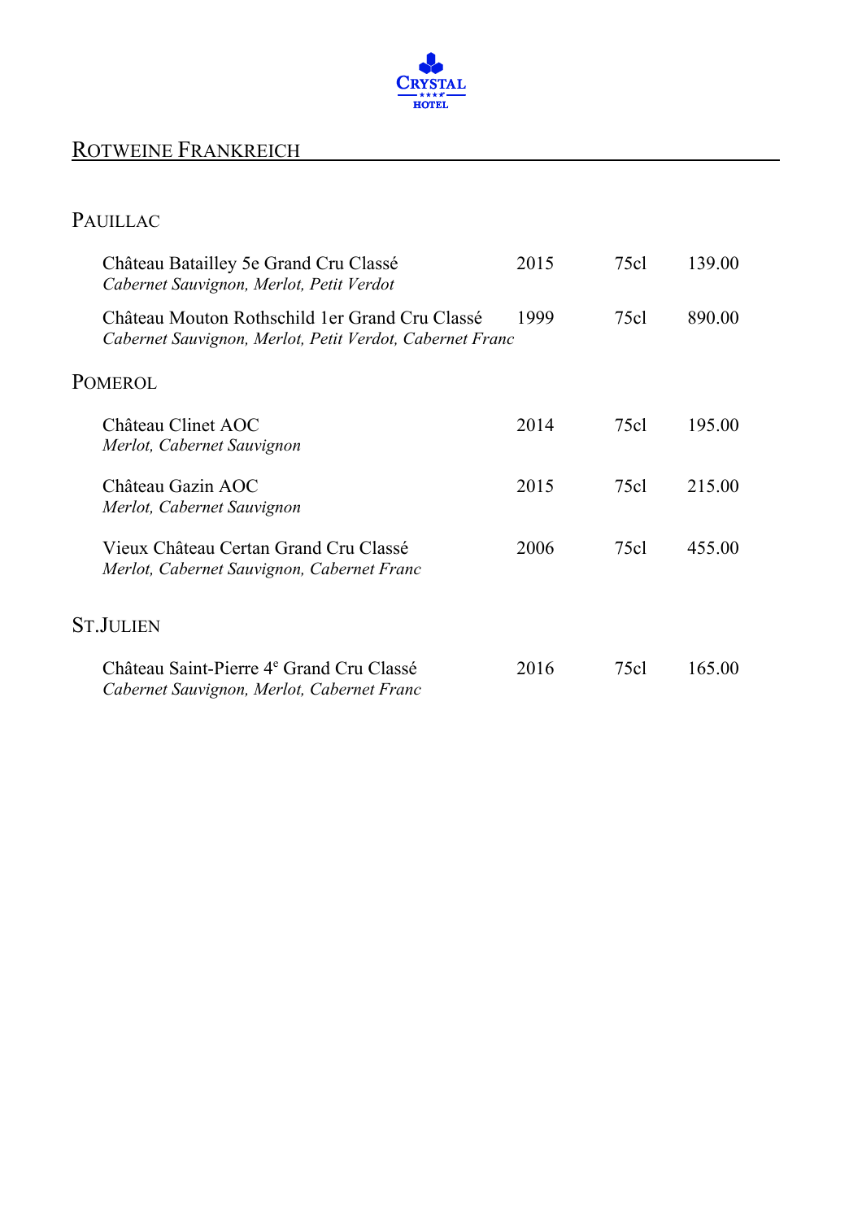## ROTWEINE FRANKREICH

### PAUILLAC

| | | | |
|---|---|---|---|
| Château Batailley 5e Grand Cru Classé<br>*Cabernet Sauvignon, Merlot, Petit Verdot* | 2015 | 75cl | 139.00 |
| Château Mouton Rothschild 1er Grand Cru Classé<br>*Cabernet Sauvignon, Merlot, Petit Verdot, Cabernet Franc* | 1999 | 75cl | 890.00 |

### POMEROL

| | | | |
|---|---|---|---|
| Château Clinet AOC<br>*Merlot, Cabernet Sauvignon* | 2014 | 75cl | 195.00 |
| Château Gazin AOC<br>*Merlot, Cabernet Sauvignon* | 2015 | 75cl | 215.00 |
| Vieux Château Certan Grand Cru Classé<br>*Merlot, Cabernet Sauvignon, Cabernet Franc* | 2006 | 75cl | 455.00 |

### ST.JULIEN

| | | | |
|---|---|---|---|
| Château Saint-Pierre 4e Grand Cru Classé<br>*Cabernet Sauvignon, Merlot, Cabernet Franc* | 2016 | 75cl | 165.00 |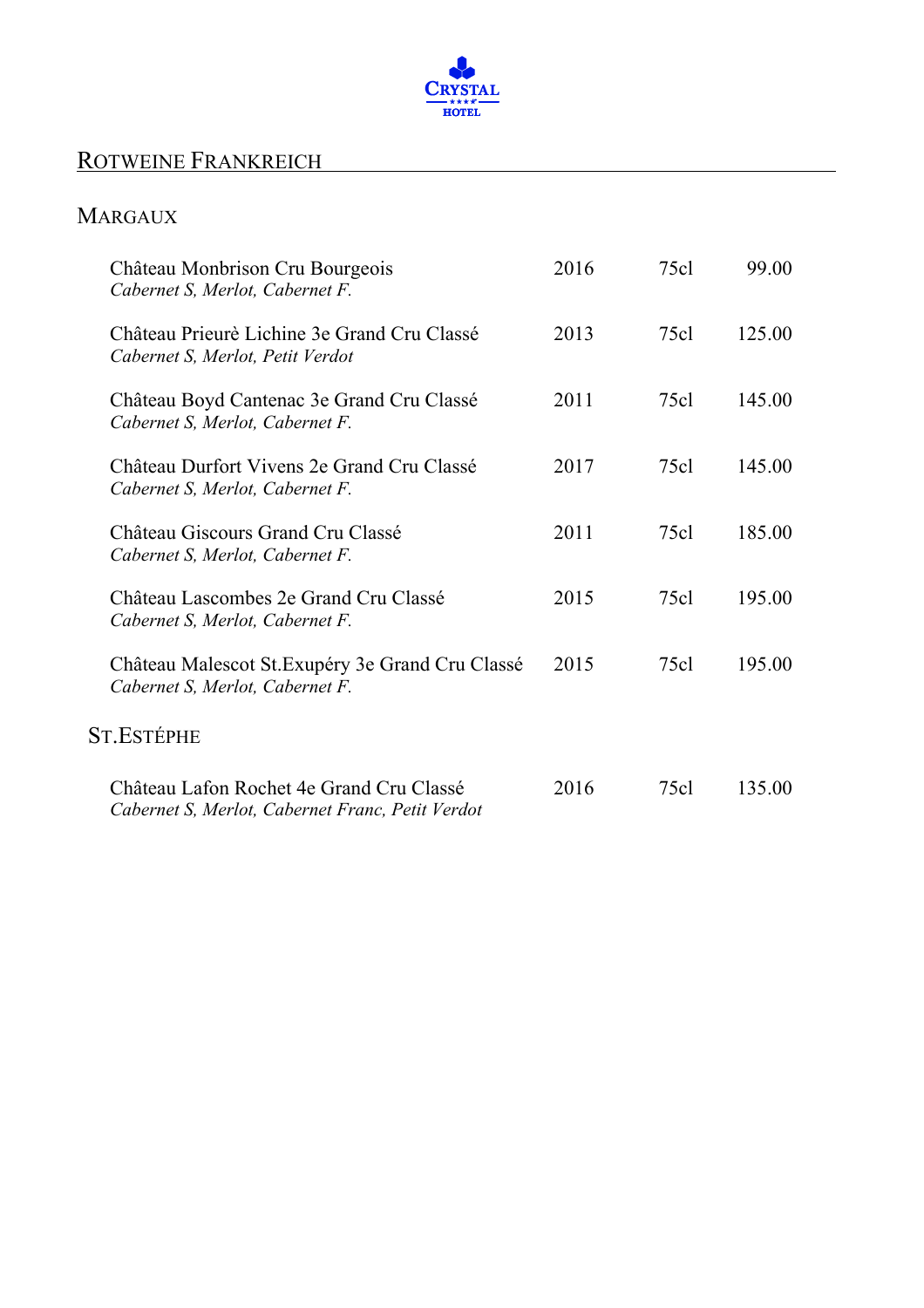CRYSTAL HOTEL

## ROTWEINE FRANKREICH

### MARGAUX

| | | | |
|---|---|---|---|
| Château Monbrison Cru Bourgeois<br>*Cabernet S, Merlot, Cabernet F.* | 2016 | 75cl | 99.00 |
| Château Prieurè Lichine 3e Grand Cru Classé<br>*Cabernet S, Merlot, Petit Verdot* | 2013 | 75cl | 125.00 |
| Château Boyd Cantenac 3e Grand Cru Classé<br>*Cabernet S, Merlot, Cabernet F.* | 2011 | 75cl | 145.00 |
| Château Durfort Vivens 2e Grand Cru Classé<br>*Cabernet S, Merlot, Cabernet F.* | 2017 | 75cl | 145.00 |
| Château Giscours Grand Cru Classé<br>*Cabernet S, Merlot, Cabernet F.* | 2011 | 75cl | 185.00 |
| Château Lascombes 2e Grand Cru Classé<br>*Cabernet S, Merlot, Cabernet F.* | 2015 | 75cl | 195.00 |
| Château Malescot St.Exupéry 3e Grand Cru Classé<br>*Cabernet S, Merlot, Cabernet F.* | 2015 | 75cl | 195.00 |

### ST.ESTÉPHE

| | | | |
|---|---|---|---|
| Château Lafon Rochet 4e Grand Cru Classé<br>*Cabernet S, Merlot, Cabernet Franc, Petit Verdot* | 2016 | 75cl | 135.00 |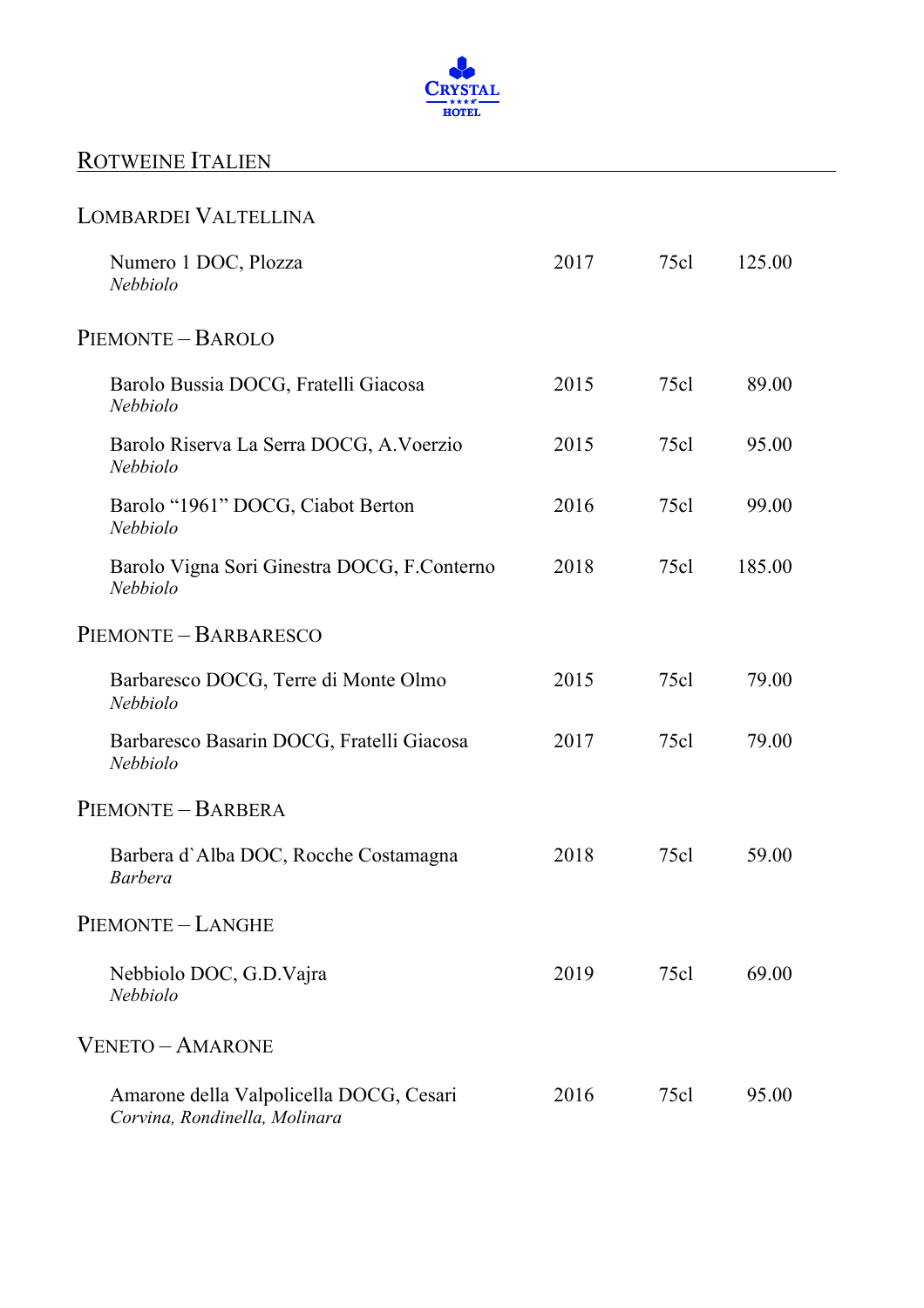## Rotweine Italien

### Lombardei Valtellina

| Wein | Jahrgang | Inhalt | Preis |
|---|---|---|---|
| Numero 1 DOC, Plozza<br>*Nebbiolo* | 2017 | 75cl | 125.00 |

### Piemonte – Barolo

| Wein | Jahrgang | Inhalt | Preis |
|---|---|---|---|
| Barolo Bussia DOCG, Fratelli Giacosa<br>*Nebbiolo* | 2015 | 75cl | 89.00 |
| Barolo Riserva La Serra DOCG, A.Voerzio<br>*Nebbiolo* | 2015 | 75cl | 95.00 |
| Barolo "1961" DOCG, Ciabot Berton<br>*Nebbiolo* | 2016 | 75cl | 99.00 |
| Barolo Vigna Sori Ginestra DOCG, F.Conterno<br>*Nebbiolo* | 2018 | 75cl | 185.00 |

### Piemonte – Barbaresco

| Wein | Jahrgang | Inhalt | Preis |
|---|---|---|---|
| Barbaresco DOCG, Terre di Monte Olmo<br>*Nebbiolo* | 2015 | 75cl | 79.00 |
| Barbaresco Basarin DOCG, Fratelli Giacosa<br>*Nebbiolo* | 2017 | 75cl | 79.00 |

### Piemonte – Barbera

| Wein | Jahrgang | Inhalt | Preis |
|---|---|---|---|
| Barbera d`Alba DOC, Rocche Costamagna<br>*Barbera* | 2018 | 75cl | 59.00 |

### Piemonte – Langhe

| Wein | Jahrgang | Inhalt | Preis |
|---|---|---|---|
| Nebbiolo DOC, G.D.Vajra<br>*Nebbiolo* | 2019 | 75cl | 69.00 |

### Veneto – Amarone

| Wein | Jahrgang | Inhalt | Preis |
|---|---|---|---|
| Amarone della Valpolicella DOCG, Cesari<br>*Corvina, Rondinella, Molinara* | 2016 | 75cl | 95.00 |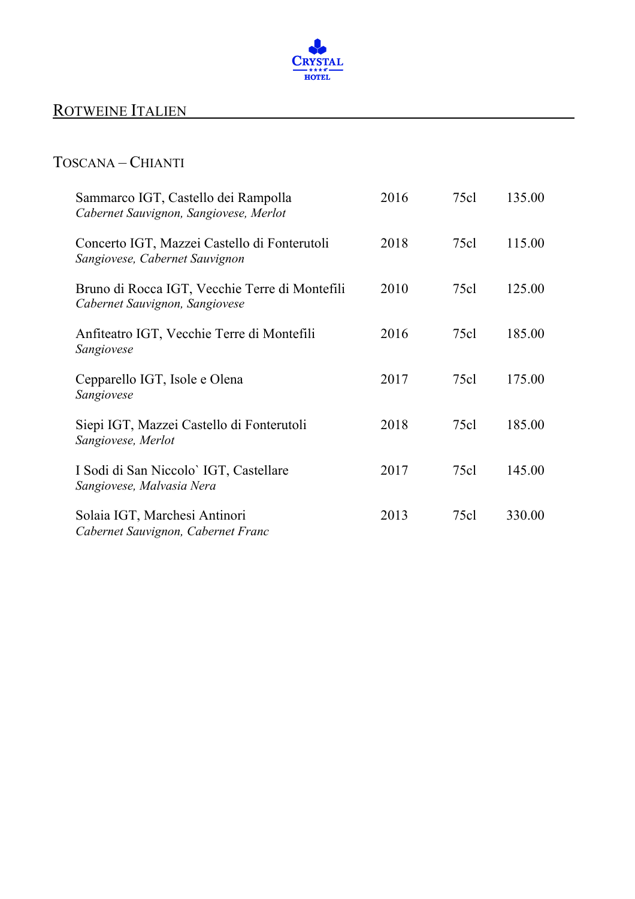## ROTWEINE ITALIEN

### TOSCANA – CHIANTI

| | | | |
|---|---|---|---|
| Sammarco IGT, Castello dei Rampolla<br>*Cabernet Sauvignon, Sangiovese, Merlot* | 2016 | 75cl | 135.00 |
| Concerto IGT, Mazzei Castello di Fonterutoli<br>*Sangiovese, Cabernet Sauvignon* | 2018 | 75cl | 115.00 |
| Bruno di Rocca IGT, Vecchie Terre di Montefili<br>*Cabernet Sauvignon, Sangiovese* | 2010 | 75cl | 125.00 |
| Anfiteatro IGT, Vecchie Terre di Montefili<br>*Sangiovese* | 2016 | 75cl | 185.00 |
| Cepparello IGT, Isole e Olena<br>*Sangiovese* | 2017 | 75cl | 175.00 |
| Siepi IGT, Mazzei Castello di Fonterutoli<br>*Sangiovese, Merlot* | 2018 | 75cl | 185.00 |
| I Sodi di San Niccolo` IGT, Castellare<br>*Sangiovese, Malvasia Nera* | 2017 | 75cl | 145.00 |
| Solaia IGT, Marchesi Antinori<br>*Cabernet Sauvignon, Cabernet Franc* | 2013 | 75cl | 330.00 |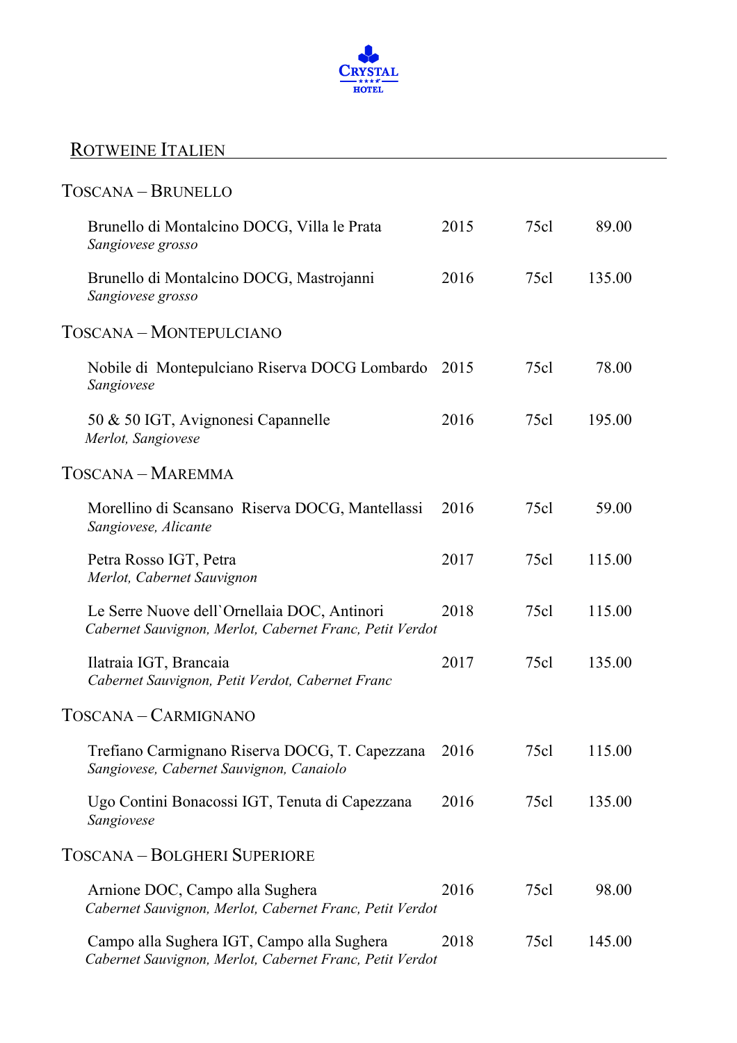## Rotweine Italien

### Toscana – Brunello

| | | | |
|---|---|---|---|
| Brunello di Montalcino DOCG, Villa le Prata<br>*Sangiovese grosso* | 2015 | 75cl | 89.00 |
| Brunello di Montalcino DOCG, Mastrojanni<br>*Sangiovese grosso* | 2016 | 75cl | 135.00 |

### Toscana – Montepulciano

| | | | |
|---|---|---|---|
| Nobile di Montepulciano Riserva DOCG Lombardo<br>*Sangiovese* | 2015 | 75cl | 78.00 |
| 50 & 50 IGT, Avignonesi Capannelle<br>*Merlot, Sangiovese* | 2016 | 75cl | 195.00 |

### Toscana – Maremma

| | | | |
|---|---|---|---|
| Morellino di Scansano Riserva DOCG, Mantellassi<br>*Sangiovese, Alicante* | 2016 | 75cl | 59.00 |
| Petra Rosso IGT, Petra<br>*Merlot, Cabernet Sauvignon* | 2017 | 75cl | 115.00 |
| Le Serre Nuove dell`Ornellaia DOC, Antinori<br>*Cabernet Sauvignon, Merlot, Cabernet Franc, Petit Verdot* | 2018 | 75cl | 115.00 |
| Ilatraia IGT, Brancaia<br>*Cabernet Sauvignon, Petit Verdot, Cabernet Franc* | 2017 | 75cl | 135.00 |

### Toscana – Carmignano

| | | | |
|---|---|---|---|
| Trefiano Carmignano Riserva DOCG, T. Capezzana<br>*Sangiovese, Cabernet Sauvignon, Canaiolo* | 2016 | 75cl | 115.00 |
| Ugo Contini Bonacossi IGT, Tenuta di Capezzana<br>*Sangiovese* | 2016 | 75cl | 135.00 |

### Toscana – Bolgheri Superiore

| | | | |
|---|---|---|---|
| Arnione DOC, Campo alla Sughera<br>*Cabernet Sauvignon, Merlot, Cabernet Franc, Petit Verdot* | 2016 | 75cl | 98.00 |
| Campo alla Sughera IGT, Campo alla Sughera<br>*Cabernet Sauvignon, Merlot, Cabernet Franc, Petit Verdot* | 2018 | 75cl | 145.00 |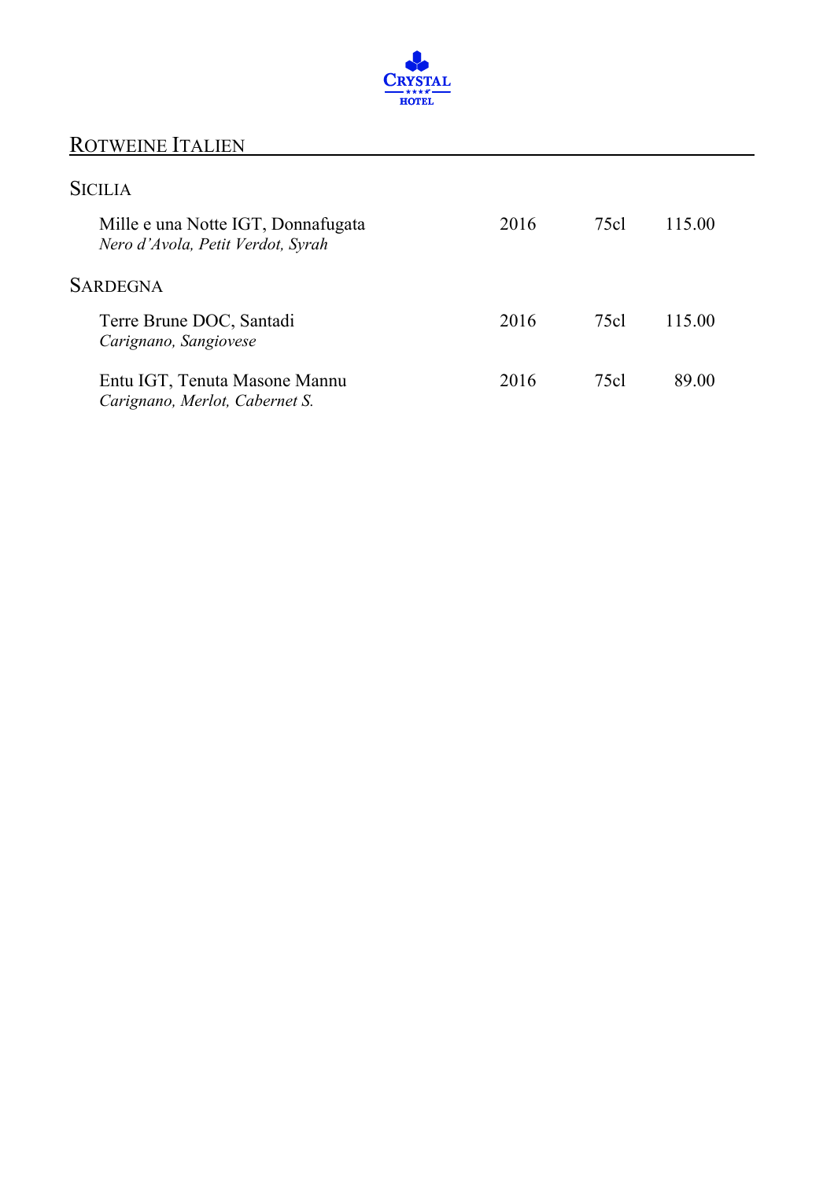## ROTWEINE ITALIEN

### SICILIA

| | | | |
|---|---|---|---|
| Mille e una Notte IGT, Donnafugata<br>*Nero d'Avola, Petit Verdot, Syrah* | 2016 | 75cl | 115.00 |

### SARDEGNA

| | | | |
|---|---|---|---|
| Terre Brune DOC, Santadi<br>*Carignano, Sangiovese* | 2016 | 75cl | 115.00 |
| Entu IGT, Tenuta Masone Mannu<br>*Carignano, Merlot, Cabernet S.* | 2016 | 75cl | 89.00 |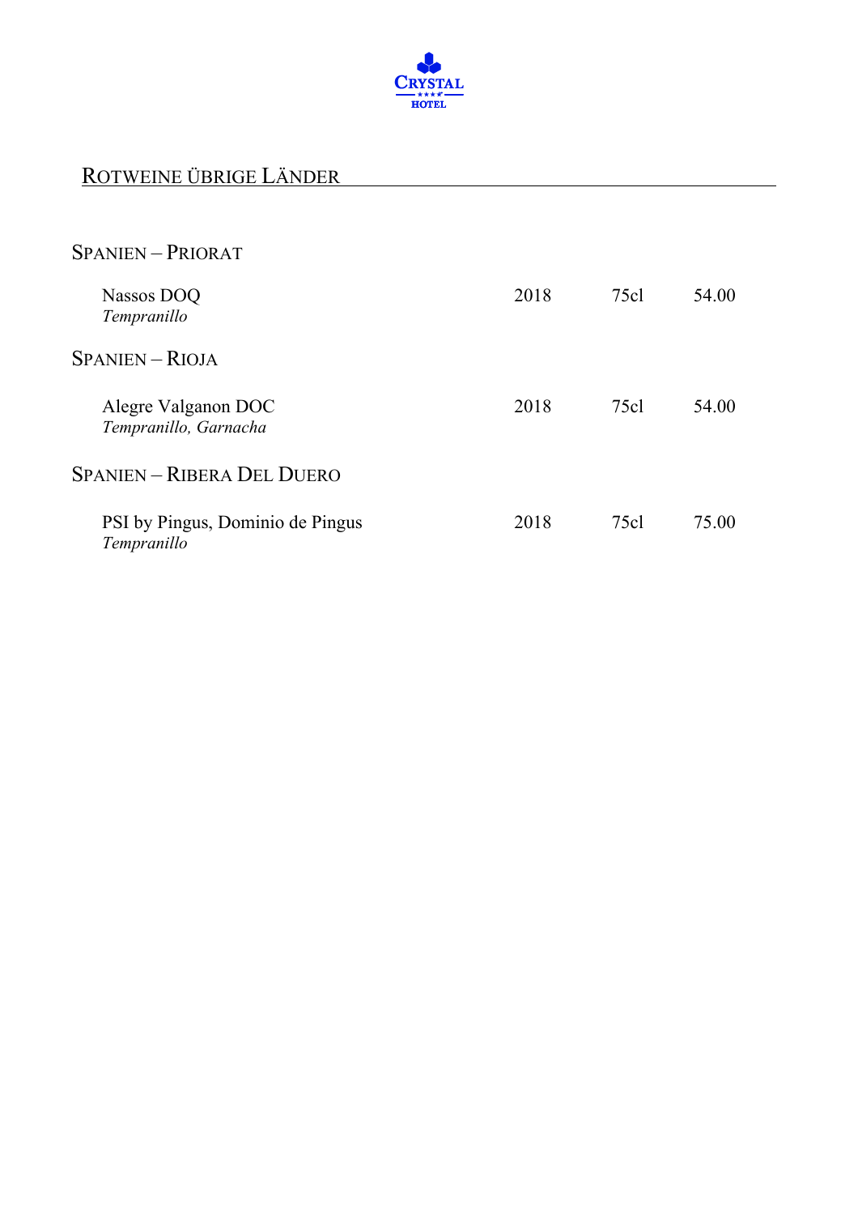# Rotweine übrige Länder

## Spanien – Priorat

| | | | |
|---|---|---|---|
| Nassos DOQ<br>*Tempranillo* | 2018 | 75cl | 54.00 |

## Spanien – Rioja

| | | | |
|---|---|---|---|
| Alegre Valganon DOC<br>*Tempranillo, Garnacha* | 2018 | 75cl | 54.00 |

## Spanien – Ribera Del Duero

| | | | |
|---|---|---|---|
| PSI by Pingus, Dominio de Pingus<br>*Tempranillo* | 2018 | 75cl | 75.00 |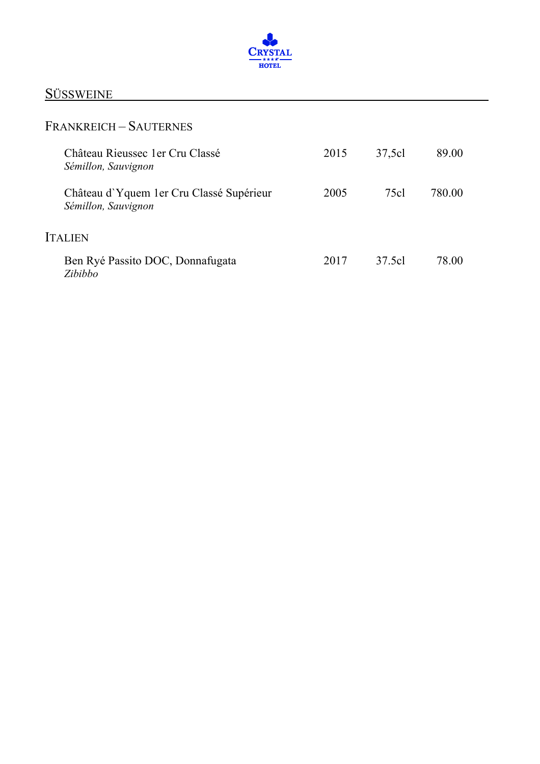## SÜSSWEINE

### FRANKREICH – SAUTERNES

| | | | |
|---|---|---|---|
| Château Rieussec 1er Cru Classé<br>*Sémillon, Sauvignon* | 2015 | 37,5cl | 89.00 |
| Château d`Yquem 1er Cru Classé Supérieur<br>*Sémillon, Sauvignon* | 2005 | 75cl | 780.00 |

### ITALIEN

| | | | |
|---|---|---|---|
| Ben Ryé Passito DOC, Donnafugata<br>*Zibibbo* | 2017 | 37.5cl | 78.00 |